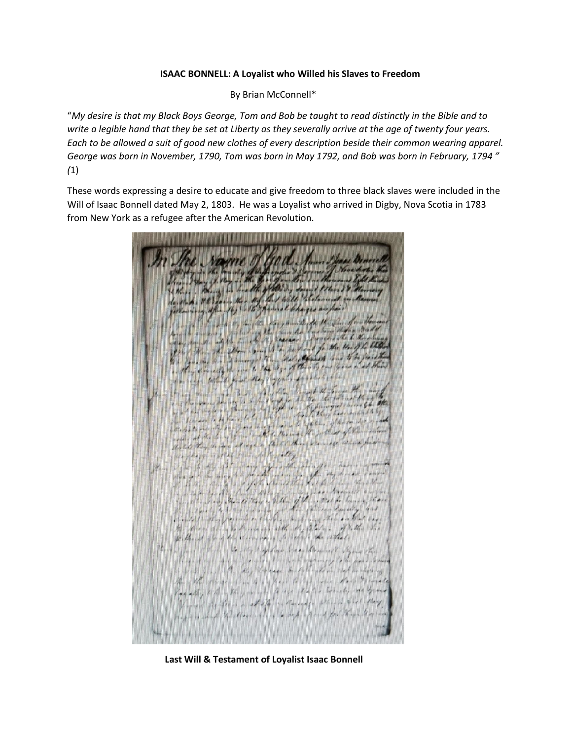**ISAAC BONNELL: A Loyalist who Willed his Slaves to Freedom**

By Brian McConnell*

"*My desire is that my Black Boys George, Tom and Bob be taught to read distinctly in the Bible and to write a legible hand that they be set at Liberty as they severally arrive at the age of twenty four years. Each to be allowed a suit of good new clothes of every description beside their common wearing apparel. George was born in November, 1790, Tom was born in May 1792, and Bob was born in February, 1794* " *(*1)

These words expressing a desire to educate and give freedom to three black slaves were included in the Will of Isaac Bonnell dated May 2, 1803. He was a Loyalist who arrived in Digby, Nova Scotia in 1783 from New York as a refugee after the American Revolution.

**Last Will & Testament of Loyalist Isaac Bonnell**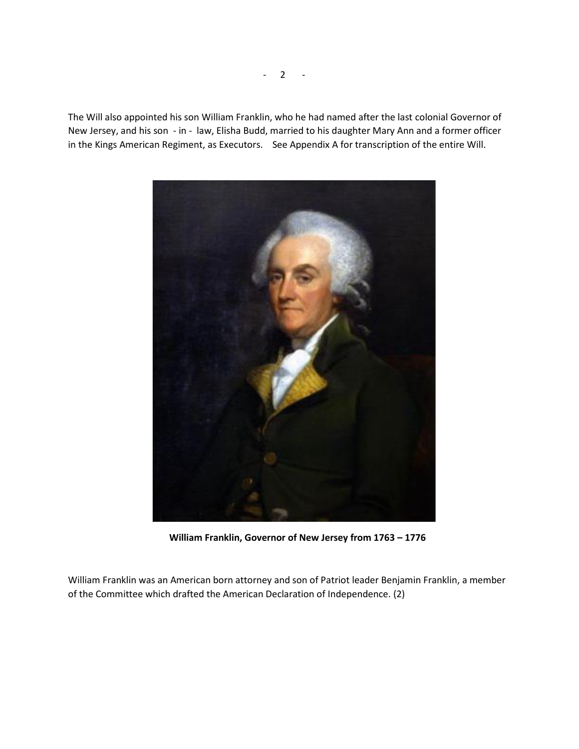The Will also appointed his son William Franklin, who he had named after the last colonial Governor of New Jersey, and his son - in - law, Elisha Budd, married to his daughter Mary Ann and a former officer in the Kings American Regiment, as Executors. See Appendix A for transcription of the entire Will.

**William Franklin, Governor of New Jersey from 1763 – 1776**

William Franklin was an American born attorney and son of Patriot leader Benjamin Franklin, a member of the Committee which drafted the American Declaration of Independence. (2)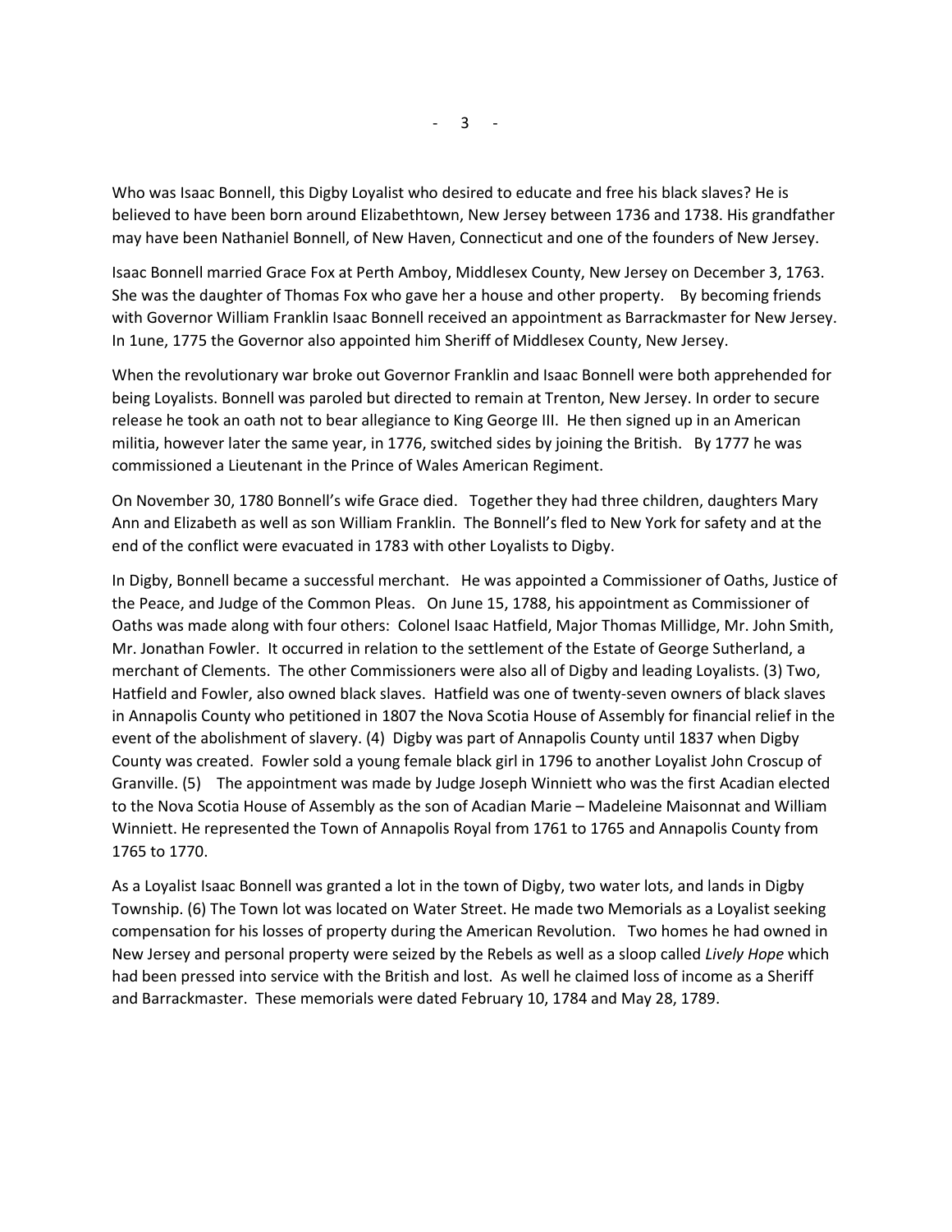Who was Isaac Bonnell, this Digby Loyalist who desired to educate and free his black slaves? He is believed to have been born around Elizabethtown, New Jersey between 1736 and 1738. His grandfather may have been Nathaniel Bonnell, of New Haven, Connecticut and one of the founders of New Jersey.

Isaac Bonnell married Grace Fox at Perth Amboy, Middlesex County, New Jersey on December 3, 1763. She was the daughter of Thomas Fox who gave her a house and other property. By becoming friends with Governor William Franklin Isaac Bonnell received an appointment as Barrackmaster for New Jersey. In 1une, 1775 the Governor also appointed him Sheriff of Middlesex County, New Jersey.

When the revolutionary war broke out Governor Franklin and Isaac Bonnell were both apprehended for being Loyalists. Bonnell was paroled but directed to remain at Trenton, New Jersey. In order to secure release he took an oath not to bear allegiance to King George III. He then signed up in an American militia, however later the same year, in 1776, switched sides by joining the British. By 1777 he was commissioned a Lieutenant in the Prince of Wales American Regiment.

On November 30, 1780 Bonnell's wife Grace died. Together they had three children, daughters Mary Ann and Elizabeth as well as son William Franklin. The Bonnell's fled to New York for safety and at the end of the conflict were evacuated in 1783 with other Loyalists to Digby.

In Digby, Bonnell became a successful merchant. He was appointed a Commissioner of Oaths, Justice of the Peace, and Judge of the Common Pleas. On June 15, 1788, his appointment as Commissioner of Oaths was made along with four others: Colonel Isaac Hatfield, Major Thomas Millidge, Mr. John Smith, Mr. Jonathan Fowler. It occurred in relation to the settlement of the Estate of George Sutherland, a merchant of Clements. The other Commissioners were also all of Digby and leading Loyalists. (3) Two, Hatfield and Fowler, also owned black slaves. Hatfield was one of twenty-seven owners of black slaves in Annapolis County who petitioned in 1807 the Nova Scotia House of Assembly for financial relief in the event of the abolishment of slavery. (4) Digby was part of Annapolis County until 1837 when Digby County was created. Fowler sold a young female black girl in 1796 to another Loyalist John Croscup of Granville. (5) The appointment was made by Judge Joseph Winniett who was the first Acadian elected to the Nova Scotia House of Assembly as the son of Acadian Marie – Madeleine Maisonnat and William Winniett. He represented the Town of Annapolis Royal from 1761 to 1765 and Annapolis County from 1765 to 1770.

As a Loyalist Isaac Bonnell was granted a lot in the town of Digby, two water lots, and lands in Digby Township. (6) The Town lot was located on Water Street. He made two Memorials as a Loyalist seeking compensation for his losses of property during the American Revolution. Two homes he had owned in New Jersey and personal property were seized by the Rebels as well as a sloop called *Lively Hope* which had been pressed into service with the British and lost. As well he claimed loss of income as a Sheriff and Barrackmaster. These memorials were dated February 10, 1784 and May 28, 1789.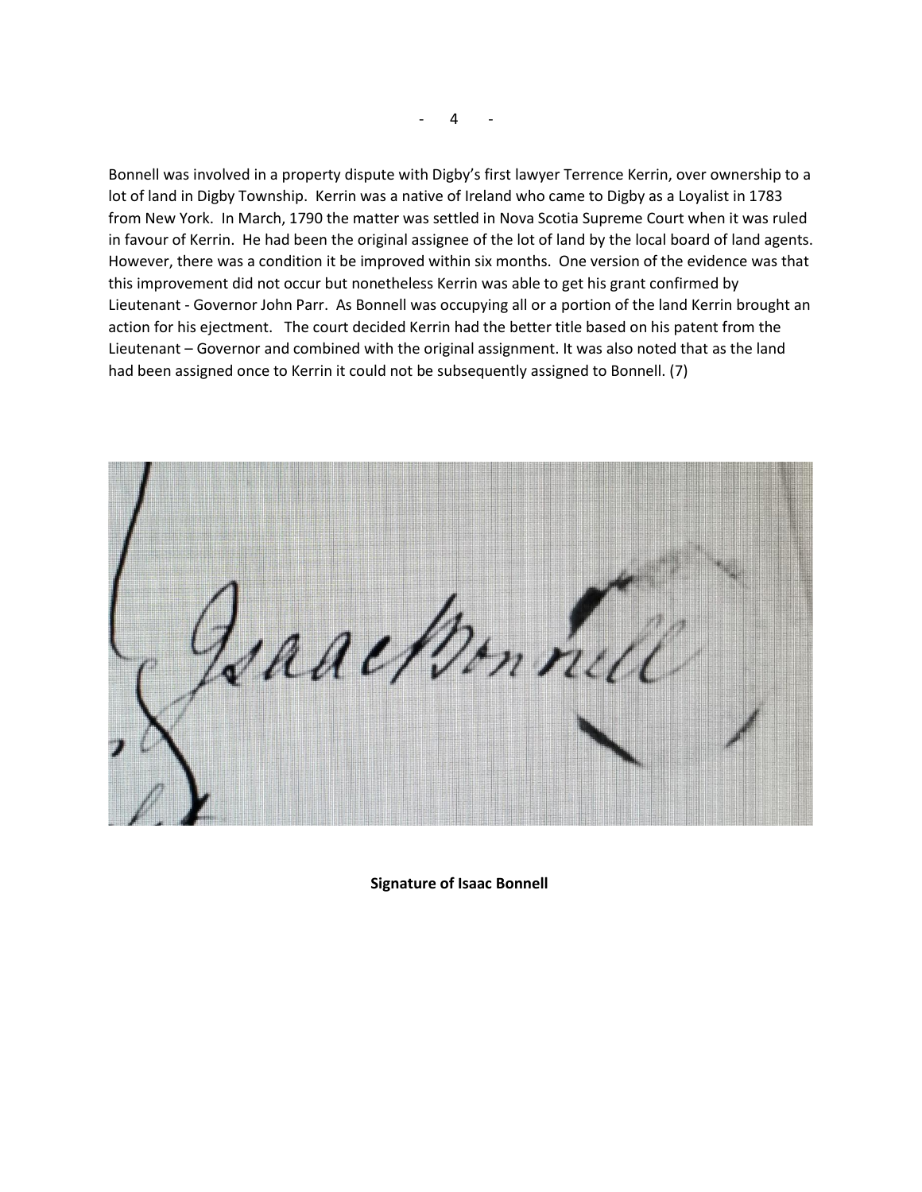Bonnell was involved in a property dispute with Digby's first lawyer Terrence Kerrin, over ownership to a lot of land in Digby Township. Kerrin was a native of Ireland who came to Digby as a Loyalist in 1783 from New York. In March, 1790 the matter was settled in Nova Scotia Supreme Court when it was ruled in favour of Kerrin. He had been the original assignee of the lot of land by the local board of land agents. However, there was a condition it be improved within six months. One version of the evidence was that this improvement did not occur but nonetheless Kerrin was able to get his grant confirmed by Lieutenant - Governor John Parr. As Bonnell was occupying all or a portion of the land Kerrin brought an action for his ejectment. The court decided Kerrin had the better title based on his patent from the Lieutenant – Governor and combined with the original assignment. It was also noted that as the land had been assigned once to Kerrin it could not be subsequently assigned to Bonnell. (7)

**Signature of Isaac Bonnell**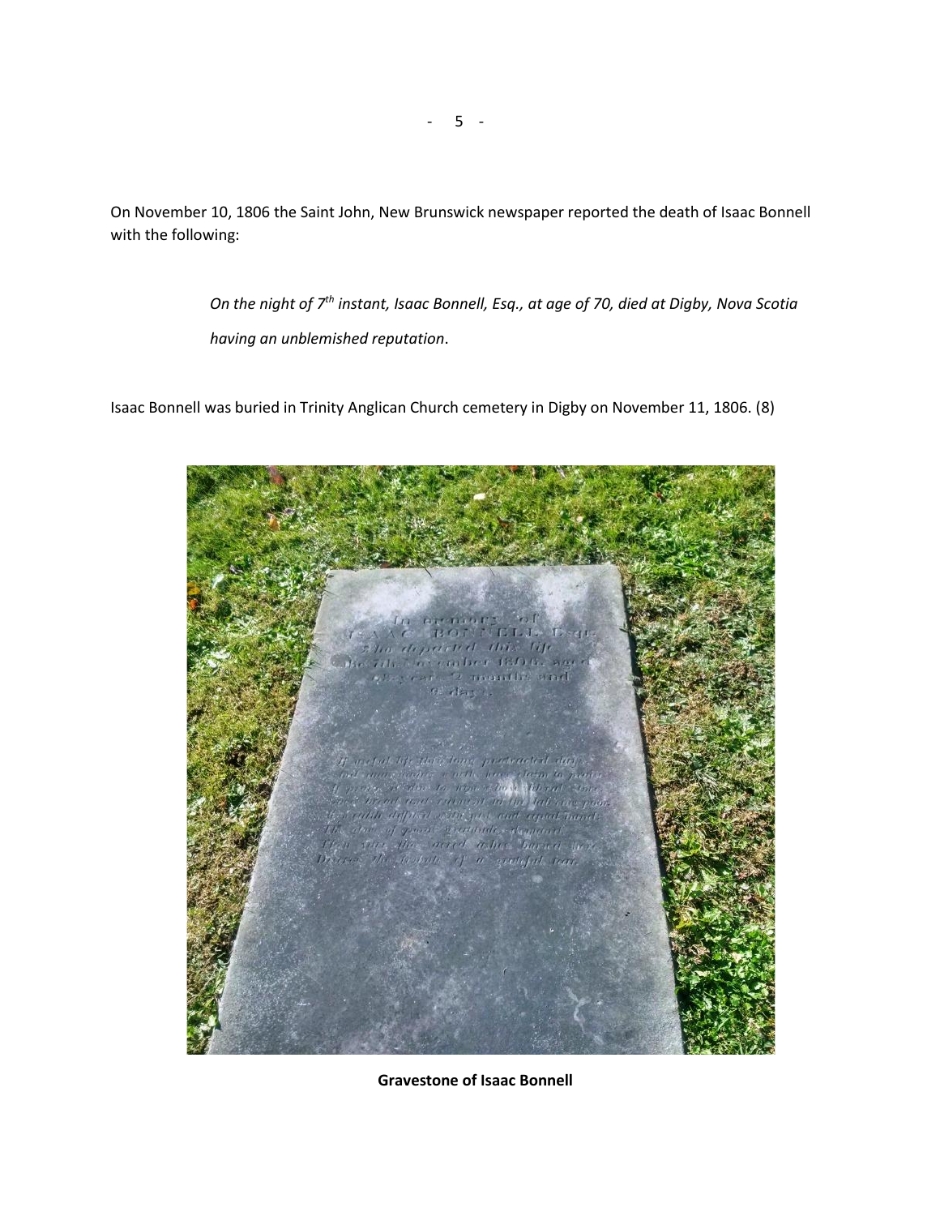On November 10, 1806 the Saint John, New Brunswick newspaper reported the death of Isaac Bonnell with the following:

> *On the night of 7th instant, Isaac Bonnell, Esq., at age of 70, died at Digby, Nova Scotia having an unblemished reputation*.

Isaac Bonnell was buried in Trinity Anglican Church cemetery in Digby on November 11, 1806. (8)

**Gravestone of Isaac Bonnell**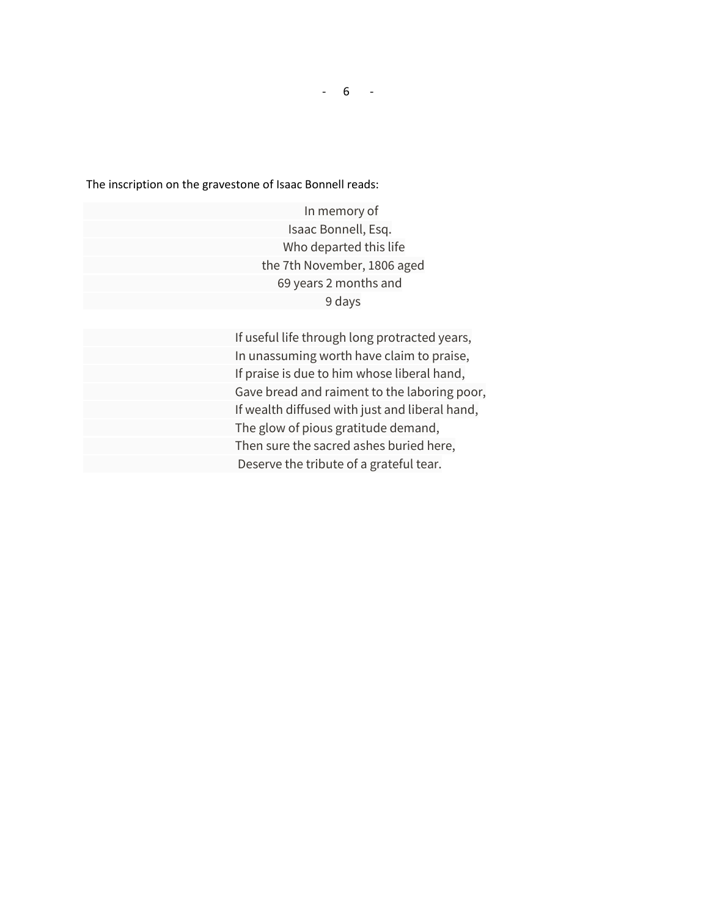The inscription on the gravestone of Isaac Bonnell reads:

In memory of  
Isaac Bonnell, Esq.  
Who departed this life  
the 7th November, 1806 aged  
69 years 2 months and  
9 days

If useful life through long protracted years,  
In unassuming worth have claim to praise,  
If praise is due to him whose liberal hand,  
Gave bread and raiment to the laboring poor,  
If wealth diffused with just and liberal hand,  
The glow of pious gratitude demand,  
Then sure the sacred ashes buried here,  
Deserve the tribute of a grateful tear.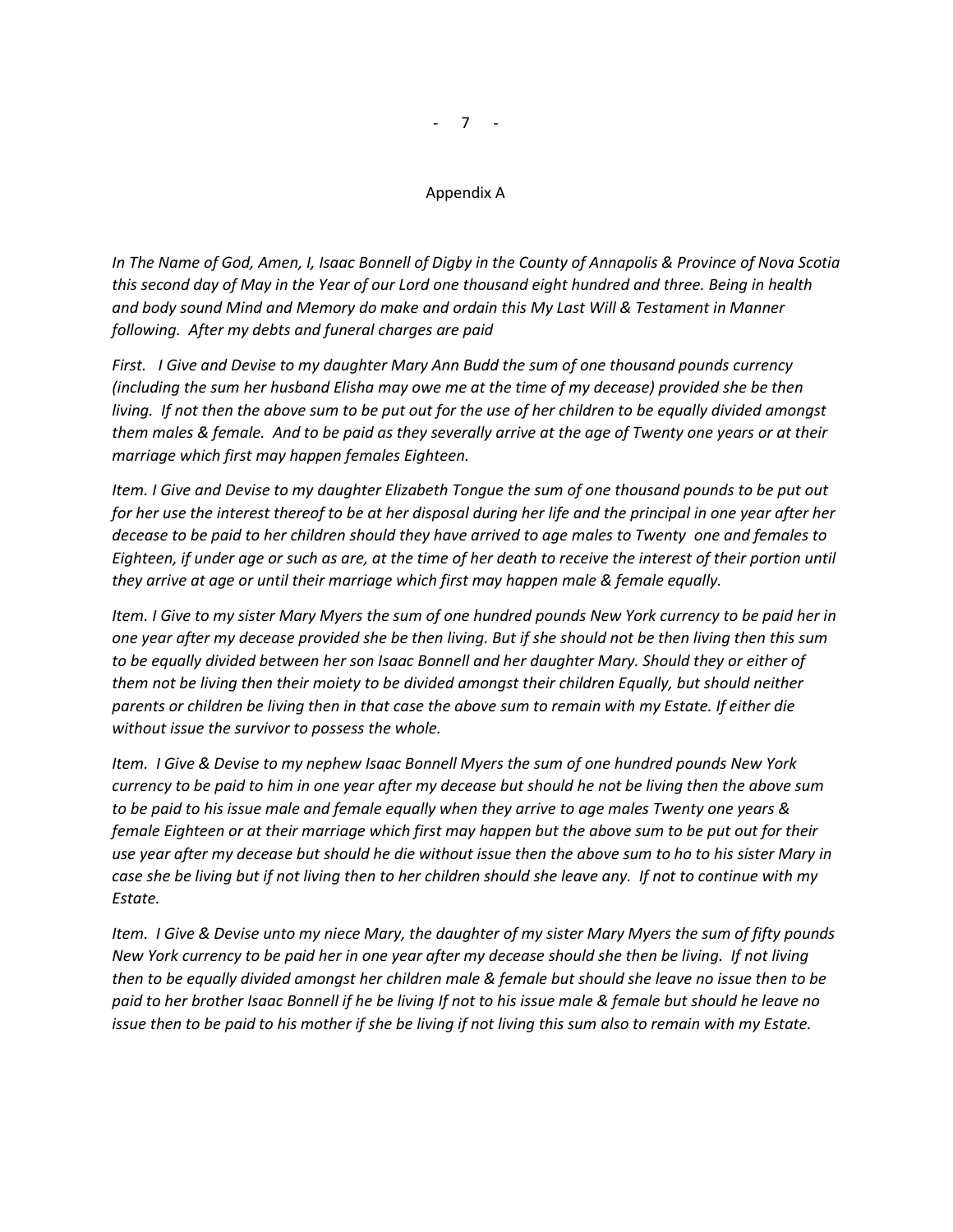## Appendix A

*In The Name of God, Amen, I, Isaac Bonnell of Digby in the County of Annapolis & Province of Nova Scotia this second day of May in the Year of our Lord one thousand eight hundred and three. Being in health and body sound Mind and Memory do make and ordain this My Last Will & Testament in Manner following. After my debts and funeral charges are paid*

*First. I Give and Devise to my daughter Mary Ann Budd the sum of one thousand pounds currency (including the sum her husband Elisha may owe me at the time of my decease) provided she be then living. If not then the above sum to be put out for the use of her children to be equally divided amongst them males & female. And to be paid as they severally arrive at the age of Twenty one years or at their marriage which first may happen females Eighteen.*

*Item. I Give and Devise to my daughter Elizabeth Tongue the sum of one thousand pounds to be put out for her use the interest thereof to be at her disposal during her life and the principal in one year after her decease to be paid to her children should they have arrived to age males to Twenty one and females to Eighteen, if under age or such as are, at the time of her death to receive the interest of their portion until they arrive at age or until their marriage which first may happen male & female equally.*

*Item. I Give to my sister Mary Myers the sum of one hundred pounds New York currency to be paid her in one year after my decease provided she be then living. But if she should not be then living then this sum to be equally divided between her son Isaac Bonnell and her daughter Mary. Should they or either of them not be living then their moiety to be divided amongst their children Equally, but should neither parents or children be living then in that case the above sum to remain with my Estate. If either die without issue the survivor to possess the whole.*

*Item. I Give & Devise to my nephew Isaac Bonnell Myers the sum of one hundred pounds New York currency to be paid to him in one year after my decease but should he not be living then the above sum to be paid to his issue male and female equally when they arrive to age males Twenty one years & female Eighteen or at their marriage which first may happen but the above sum to be put out for their use year after my decease but should he die without issue then the above sum to ho to his sister Mary in case she be living but if not living then to her children should she leave any. If not to continue with my Estate.*

*Item. I Give & Devise unto my niece Mary, the daughter of my sister Mary Myers the sum of fifty pounds New York currency to be paid her in one year after my decease should she then be living. If not living then to be equally divided amongst her children male & female but should she leave no issue then to be paid to her brother Isaac Bonnell if he be living If not to his issue male & female but should he leave no issue then to be paid to his mother if she be living if not living this sum also to remain with my Estate.*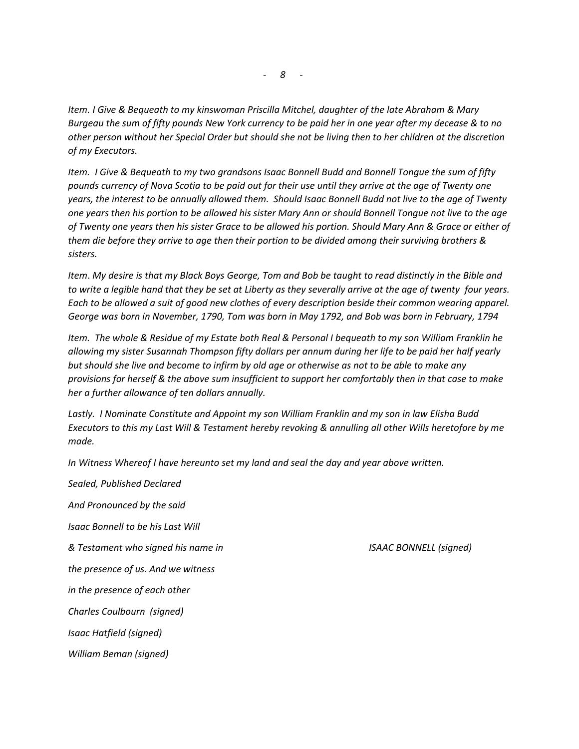*Item. I Give & Bequeath to my kinswoman Priscilla Mitchel, daughter of the late Abraham & Mary Burgeau the sum of fifty pounds New York currency to be paid her in one year after my decease & to no other person without her Special Order but should she not be living then to her children at the discretion of my Executors.*

*Item. I Give & Bequeath to my two grandsons Isaac Bonnell Budd and Bonnell Tongue the sum of fifty pounds currency of Nova Scotia to be paid out for their use until they arrive at the age of Twenty one years, the interest to be annually allowed them. Should Isaac Bonnell Budd not live to the age of Twenty one years then his portion to be allowed his sister Mary Ann or should Bonnell Tongue not live to the age of Twenty one years then his sister Grace to be allowed his portion. Should Mary Ann & Grace or either of them die before they arrive to age then their portion to be divided among their surviving brothers & sisters.*

*Item. My desire is that my Black Boys George, Tom and Bob be taught to read distinctly in the Bible and to write a legible hand that they be set at Liberty as they severally arrive at the age of twenty four years. Each to be allowed a suit of good new clothes of every description beside their common wearing apparel. George was born in November, 1790, Tom was born in May 1792, and Bob was born in February, 1794*

*Item. The whole & Residue of my Estate both Real & Personal I bequeath to my son William Franklin he allowing my sister Susannah Thompson fifty dollars per annum during her life to be paid her half yearly but should she live and become to infirm by old age or otherwise as not to be able to make any provisions for herself & the above sum insufficient to support her comfortably then in that case to make her a further allowance of ten dollars annually.*

*Lastly. I Nominate Constitute and Appoint my son William Franklin and my son in law Elisha Budd Executors to this my Last Will & Testament hereby revoking & annulling all other Wills heretofore by me made.*

*In Witness Whereof I have hereunto set my land and seal the day and year above written.*

*Sealed, Published Declared*

*And Pronounced by the said*

*Isaac Bonnell to be his Last Will*

*& Testament who signed his name in* *ISAAC BONNELL (signed)*

*the presence of us. And we witness*

*in the presence of each other*

*Charles Coulbourn (signed)*

*Isaac Hatfield (signed)*

*William Beman (signed)*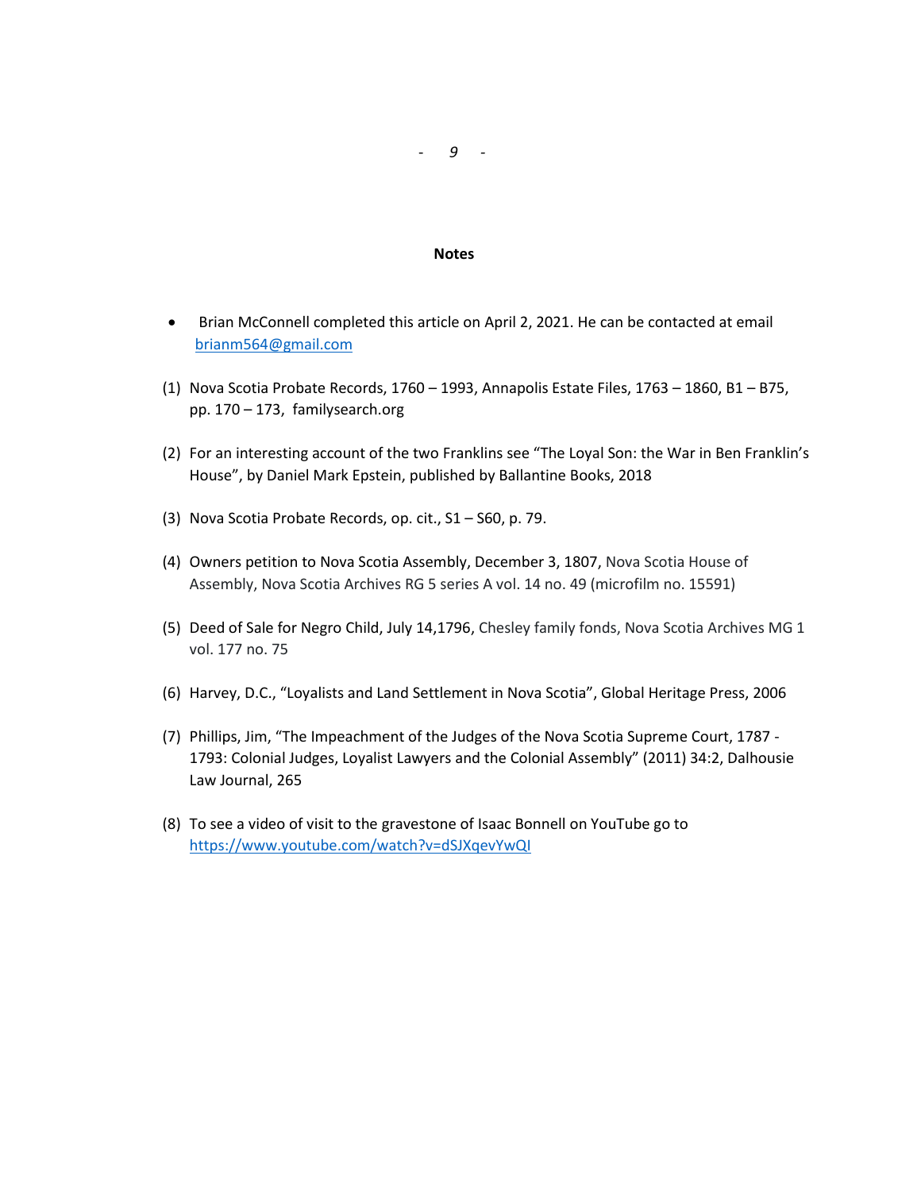**Notes**

- Brian McConnell completed this article on April 2, 2021. He can be contacted at email brianm564@gmail.com

(1) Nova Scotia Probate Records, 1760 – 1993, Annapolis Estate Files, 1763 – 1860, B1 – B75, pp. 170 – 173, familysearch.org

(2) For an interesting account of the two Franklins see "The Loyal Son: the War in Ben Franklin's House", by Daniel Mark Epstein, published by Ballantine Books, 2018

(3) Nova Scotia Probate Records, op. cit., S1 – S60, p. 79.

(4) Owners petition to Nova Scotia Assembly, December 3, 1807, Nova Scotia House of Assembly, Nova Scotia Archives RG 5 series A vol. 14 no. 49 (microfilm no. 15591)

(5) Deed of Sale for Negro Child, July 14,1796, Chesley family fonds, Nova Scotia Archives MG 1 vol. 177 no. 75

(6) Harvey, D.C., "Loyalists and Land Settlement in Nova Scotia", Global Heritage Press, 2006

(7) Phillips, Jim, "The Impeachment of the Judges of the Nova Scotia Supreme Court, 1787 - 1793: Colonial Judges, Loyalist Lawyers and the Colonial Assembly" (2011) 34:2, Dalhousie Law Journal, 265

(8) To see a video of visit to the gravestone of Isaac Bonnell on YouTube go to https://www.youtube.com/watch?v=dSJXqevYwQI